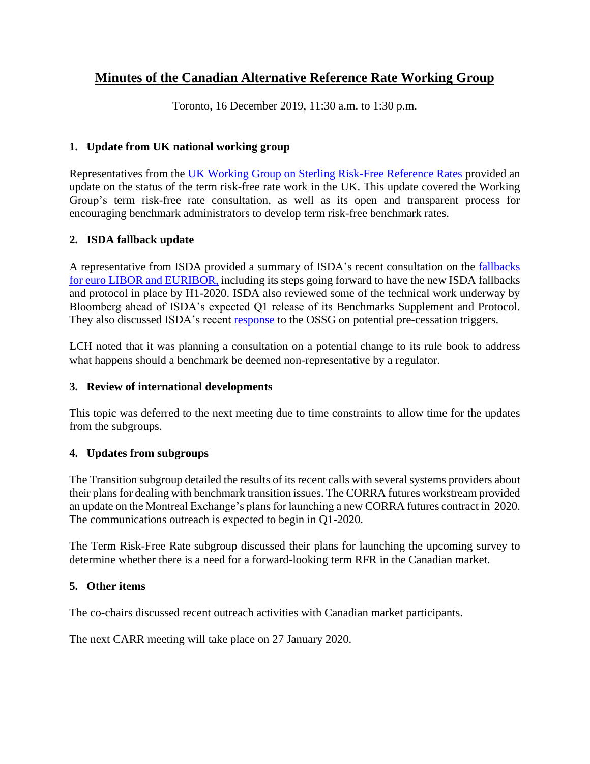# Minutes of the Canadian Alternative Reference Rate Working Group

Toronto, 16 December 2019, 11:30 a.m. to 1:30 p.m.

## 1. Update from UK national working group

Representatives from the UK Working Group on Sterling Risk-Free Reference Rates provided an update on the status of the term risk-free rate work in the UK. This update covered the Working Group's term risk-free rate consultation, as well as its open and transparent process for encouraging benchmark administrators to develop term risk-free benchmark rates.

## 2. ISDA fallback update

A representative from ISDA provided a summary of ISDA's recent consultation on the fallbacks for euro LIBOR and EURIBOR, including its steps going forward to have the new ISDA fallbacks and protocol in place by H1-2020. ISDA also reviewed some of the technical work underway by Bloomberg ahead of ISDA's expected Q1 release of its Benchmarks Supplement and Protocol. They also discussed ISDA's recent response to the OSSG on potential pre-cessation triggers.

LCH noted that it was planning a consultation on a potential change to its rule book to address what happens should a benchmark be deemed non-representative by a regulator.

## 3. Review of international developments

This topic was deferred to the next meeting due to time constraints to allow time for the updates from the subgroups.

## 4. Updates from subgroups

The Transition subgroup detailed the results of its recent calls with several systems providers about their plans for dealing with benchmark transition issues. The CORRA futures workstream provided an update on the Montreal Exchange's plans for launching a new CORRA futures contract in 2020. The communications outreach is expected to begin in Q1-2020.

The Term Risk-Free Rate subgroup discussed their plans for launching the upcoming survey to determine whether there is a need for a forward-looking term RFR in the Canadian market.

## 5. Other items

The co-chairs discussed recent outreach activities with Canadian market participants.

The next CARR meeting will take place on 27 January 2020.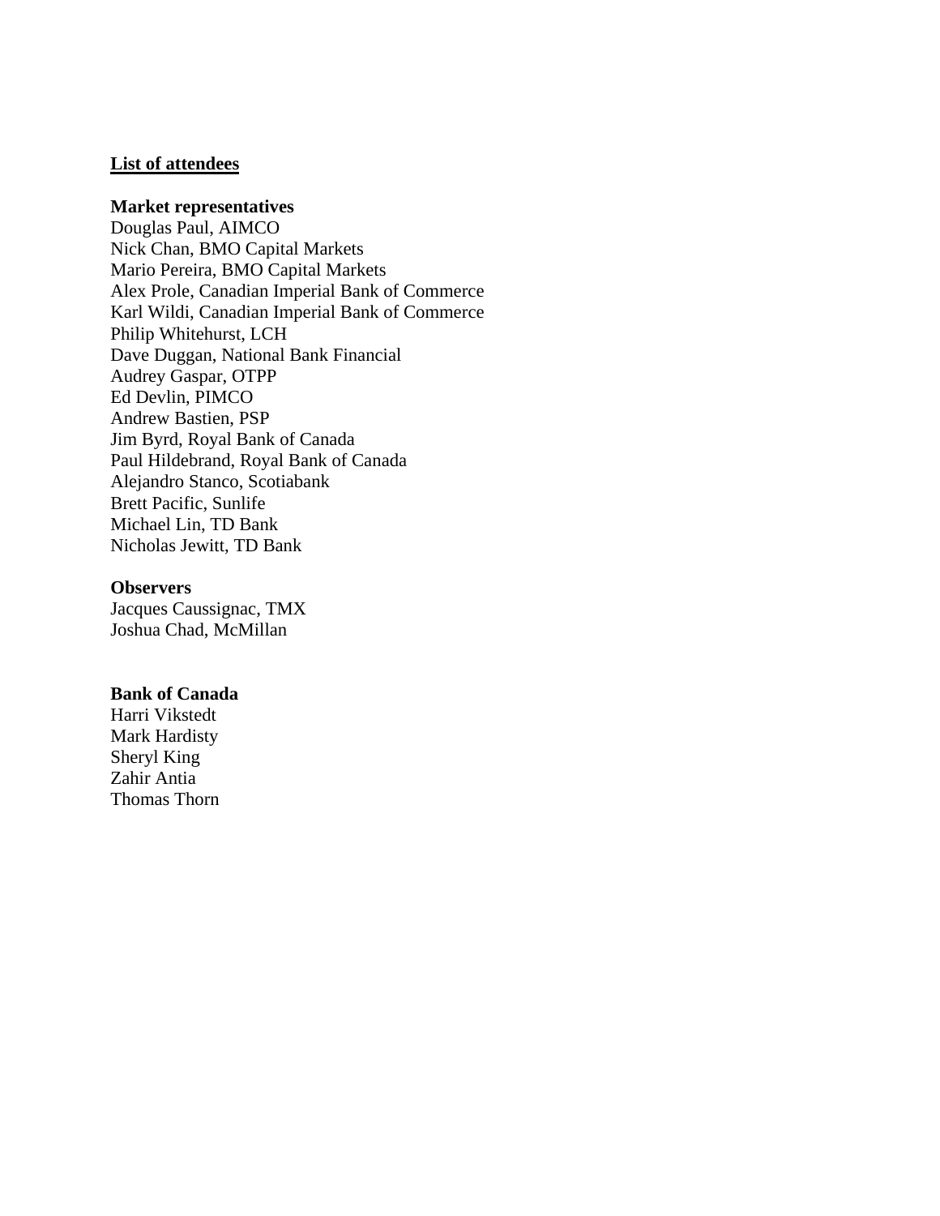**List of attendees**

**Market representatives**
Douglas Paul, AIMCO
Nick Chan, BMO Capital Markets
Mario Pereira, BMO Capital Markets
Alex Prole, Canadian Imperial Bank of Commerce
Karl Wildi, Canadian Imperial Bank of Commerce
Philip Whitehurst, LCH
Dave Duggan, National Bank Financial
Audrey Gaspar, OTPP
Ed Devlin, PIMCO
Andrew Bastien, PSP
Jim Byrd, Royal Bank of Canada
Paul Hildebrand, Royal Bank of Canada
Alejandro Stanco, Scotiabank
Brett Pacific, Sunlife
Michael Lin, TD Bank
Nicholas Jewitt, TD Bank

**Observers**
Jacques Caussignac, TMX
Joshua Chad, McMillan

**Bank of Canada**
Harri Vikstedt
Mark Hardisty
Sheryl King
Zahir Antia
Thomas Thorn